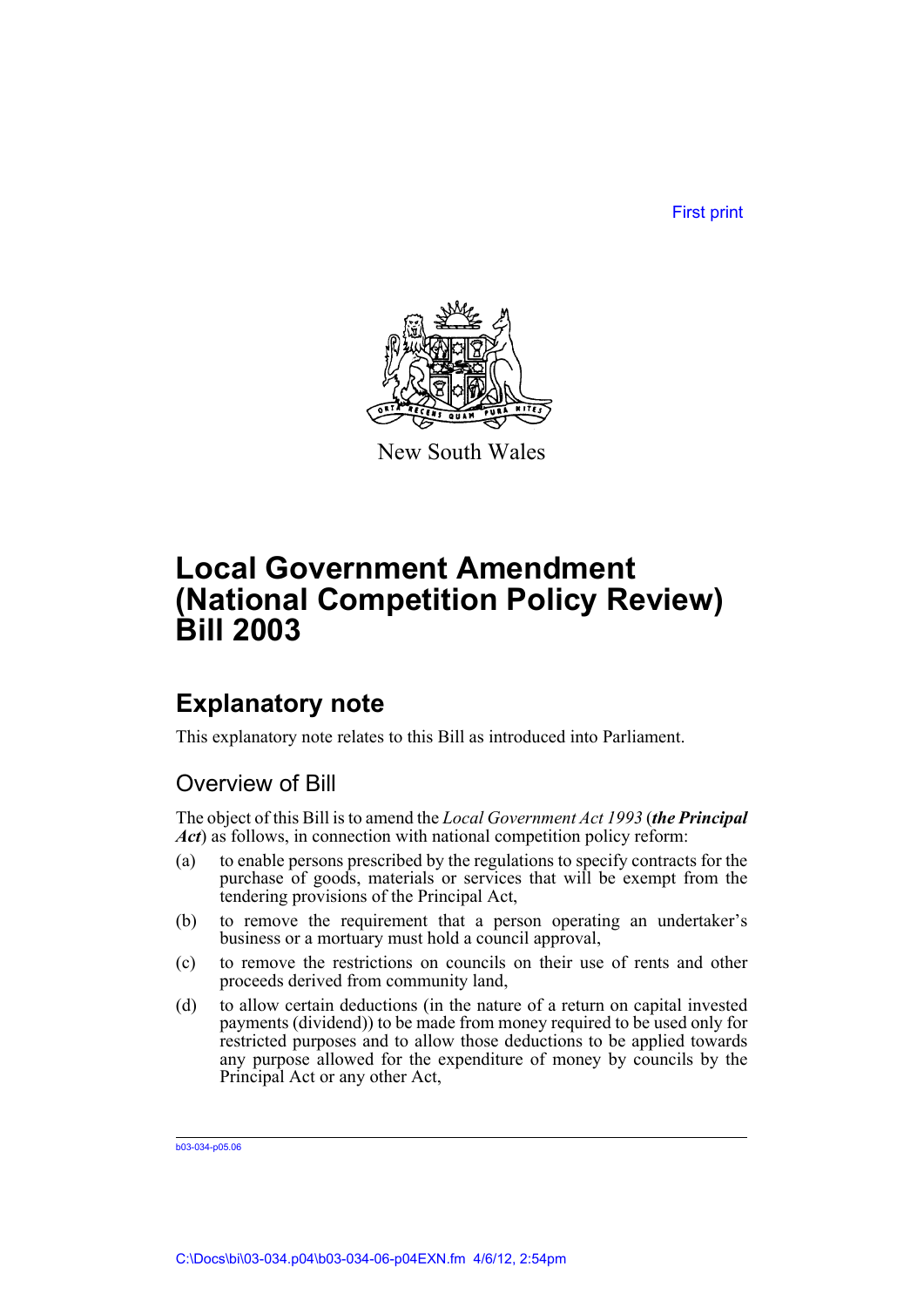First print

New South Wales

# Local Government Amendment (National Competition Policy Review) Bill 2003

## Explanatory note

This explanatory note relates to this Bill as introduced into Parliament.

### Overview of Bill

The object of this Bill is to amend the *Local Government Act 1993* (***the Principal Act***) as follows, in connection with national competition policy reform:

(a) to enable persons prescribed by the regulations to specify contracts for the purchase of goods, materials or services that will be exempt from the tendering provisions of the Principal Act,

(b) to remove the requirement that a person operating an undertaker's business or a mortuary must hold a council approval,

(c) to remove the restrictions on councils on their use of rents and other proceeds derived from community land,

(d) to allow certain deductions (in the nature of a return on capital invested payments (dividend)) to be made from money required to be used only for restricted purposes and to allow those deductions to be applied towards any purpose allowed for the expenditure of money by councils by the Principal Act or any other Act,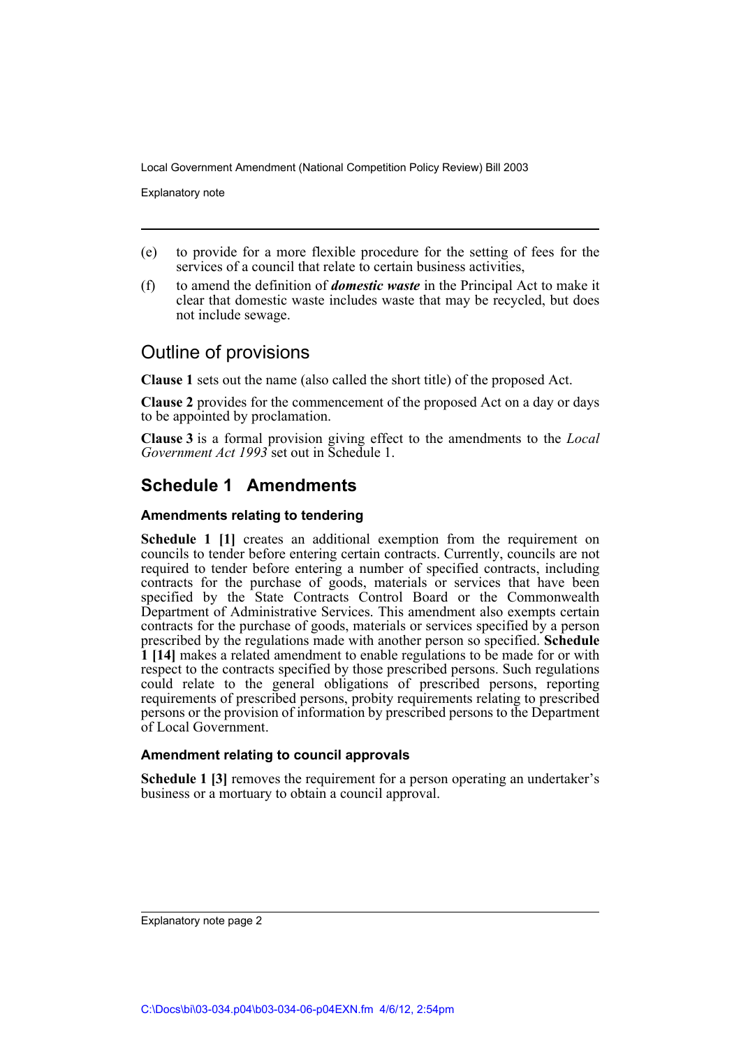(e) to provide for a more flexible procedure for the setting of fees for the services of a council that relate to certain business activities,

(f) to amend the definition of ***domestic waste*** in the Principal Act to make it clear that domestic waste includes waste that may be recycled, but does not include sewage.

## Outline of provisions

**Clause 1** sets out the name (also called the short title) of the proposed Act.

**Clause 2** provides for the commencement of the proposed Act on a day or days to be appointed by proclamation.

**Clause 3** is a formal provision giving effect to the amendments to the *Local Government Act 1993* set out in Schedule 1.

## Schedule 1 Amendments

### Amendments relating to tendering

**Schedule 1 [1]** creates an additional exemption from the requirement on councils to tender before entering certain contracts. Currently, councils are not required to tender before entering a number of specified contracts, including contracts for the purchase of goods, materials or services that have been specified by the State Contracts Control Board or the Commonwealth Department of Administrative Services. This amendment also exempts certain contracts for the purchase of goods, materials or services specified by a person prescribed by the regulations made with another person so specified. **Schedule 1 [14]** makes a related amendment to enable regulations to be made for or with respect to the contracts specified by those prescribed persons. Such regulations could relate to the general obligations of prescribed persons, reporting requirements of prescribed persons, probity requirements relating to prescribed persons or the provision of information by prescribed persons to the Department of Local Government.

### Amendment relating to council approvals

**Schedule 1 [3]** removes the requirement for a person operating an undertaker's business or a mortuary to obtain a council approval.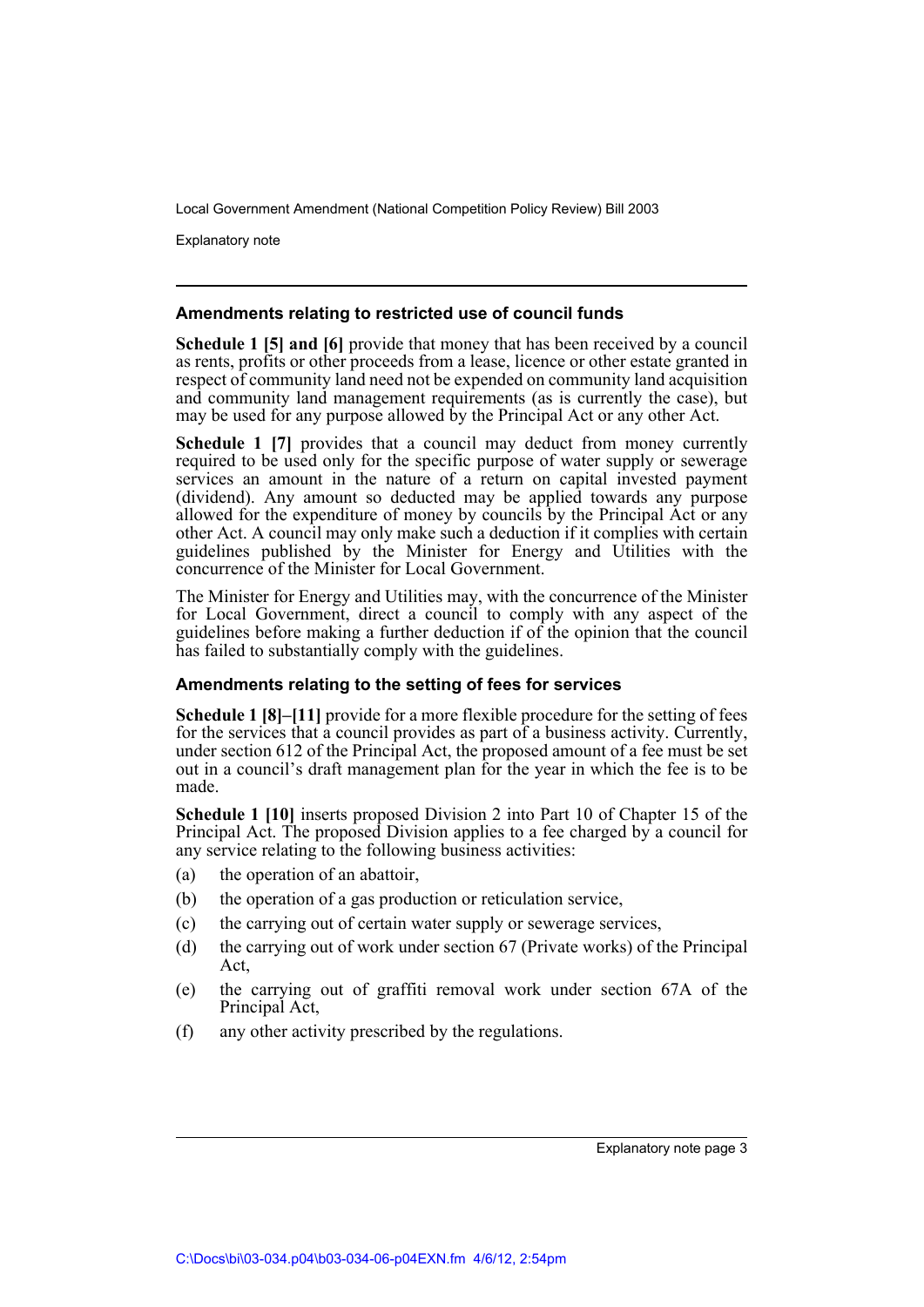### Amendments relating to restricted use of council funds

**Schedule 1 [5] and [6]** provide that money that has been received by a council as rents, profits or other proceeds from a lease, licence or other estate granted in respect of community land need not be expended on community land acquisition and community land management requirements (as is currently the case), but may be used for any purpose allowed by the Principal Act or any other Act.

**Schedule 1 [7]** provides that a council may deduct from money currently required to be used only for the specific purpose of water supply or sewerage services an amount in the nature of a return on capital invested payment (dividend). Any amount so deducted may be applied towards any purpose allowed for the expenditure of money by councils by the Principal Act or any other Act. A council may only make such a deduction if it complies with certain guidelines published by the Minister for Energy and Utilities with the concurrence of the Minister for Local Government.

The Minister for Energy and Utilities may, with the concurrence of the Minister for Local Government, direct a council to comply with any aspect of the guidelines before making a further deduction if of the opinion that the council has failed to substantially comply with the guidelines.

### Amendments relating to the setting of fees for services

**Schedule 1 [8]–[11]** provide for a more flexible procedure for the setting of fees for the services that a council provides as part of a business activity. Currently, under section 612 of the Principal Act, the proposed amount of a fee must be set out in a council's draft management plan for the year in which the fee is to be made.

**Schedule 1 [10]** inserts proposed Division 2 into Part 10 of Chapter 15 of the Principal Act. The proposed Division applies to a fee charged by a council for any service relating to the following business activities:

(a) the operation of an abattoir,

(b) the operation of a gas production or reticulation service,

(c) the carrying out of certain water supply or sewerage services,

(d) the carrying out of work under section 67 (Private works) of the Principal Act,

(e) the carrying out of graffiti removal work under section 67A of the Principal Act,

(f) any other activity prescribed by the regulations.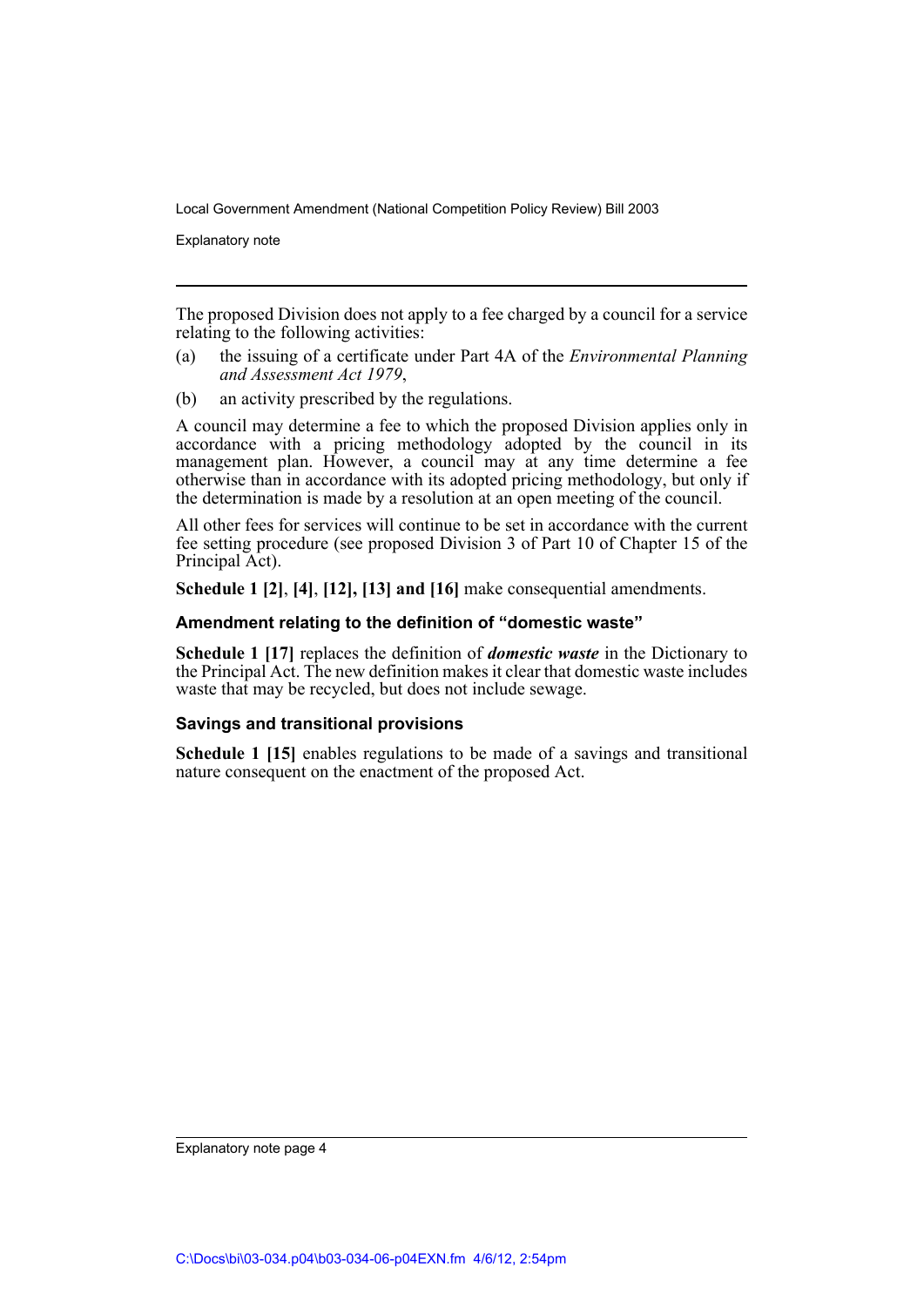The proposed Division does not apply to a fee charged by a council for a service relating to the following activities:

(a) the issuing of a certificate under Part 4A of the *Environmental Planning and Assessment Act 1979*,

(b) an activity prescribed by the regulations.

A council may determine a fee to which the proposed Division applies only in accordance with a pricing methodology adopted by the council in its management plan. However, a council may at any time determine a fee otherwise than in accordance with its adopted pricing methodology, but only if the determination is made by a resolution at an open meeting of the council.

All other fees for services will continue to be set in accordance with the current fee setting procedure (see proposed Division 3 of Part 10 of Chapter 15 of the Principal Act).

**Schedule 1 [2]**, **[4]**, **[12], [13] and [16]** make consequential amendments.

### Amendment relating to the definition of "domestic waste"

**Schedule 1 [17]** replaces the definition of ***domestic waste*** in the Dictionary to the Principal Act. The new definition makes it clear that domestic waste includes waste that may be recycled, but does not include sewage.

### Savings and transitional provisions

**Schedule 1 [15]** enables regulations to be made of a savings and transitional nature consequent on the enactment of the proposed Act.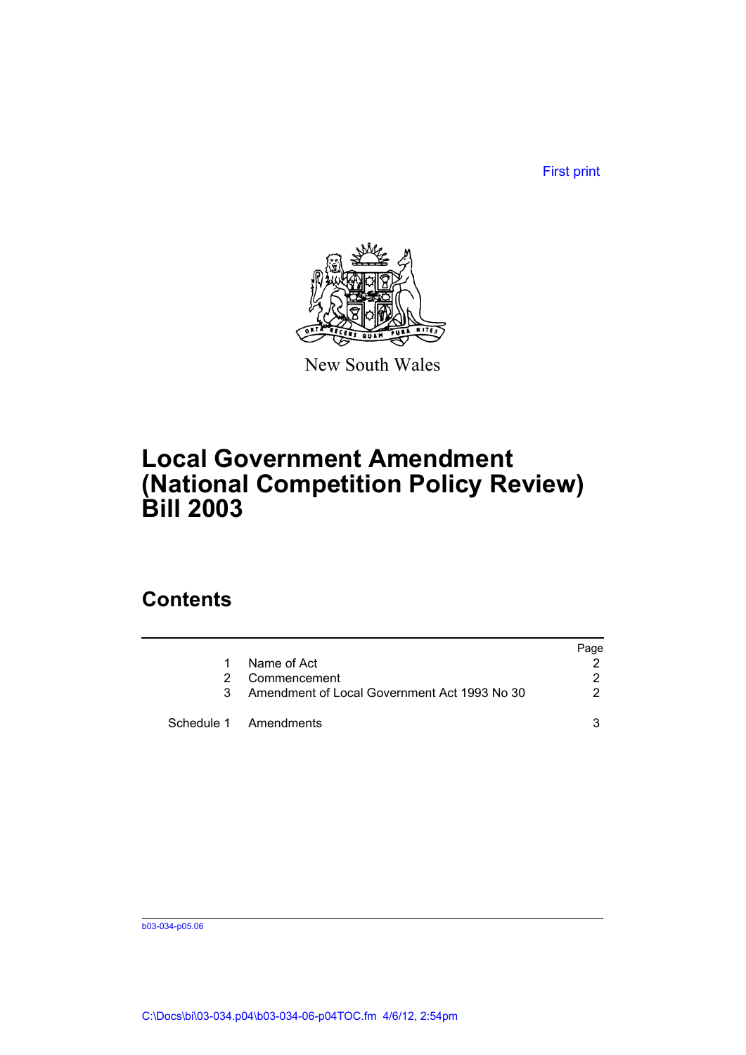First print

New South Wales

# Local Government Amendment (National Competition Policy Review) Bill 2003

## Contents

| | | Page |
|---|---|---|
| 1 | Name of Act | 2 |
| 2 | Commencement | 2 |
| 3 | Amendment of Local Government Act 1993 No 30 | 2 |
| Schedule 1 | Amendments | 3 |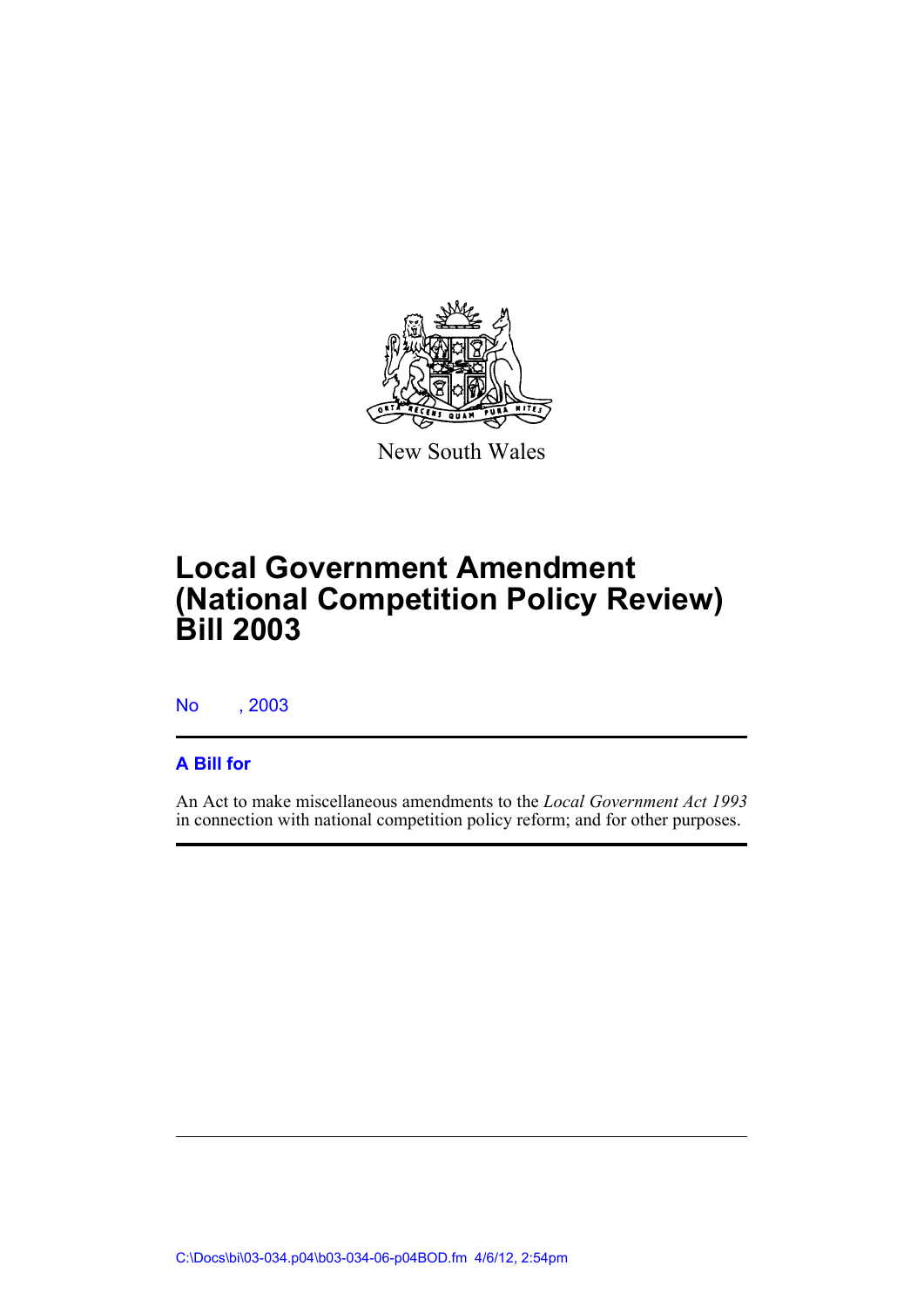New South Wales

# Local Government Amendment (National Competition Policy Review) Bill 2003

No , 2003

## A Bill for

An Act to make miscellaneous amendments to the *Local Government Act 1993* in connection with national competition policy reform; and for other purposes.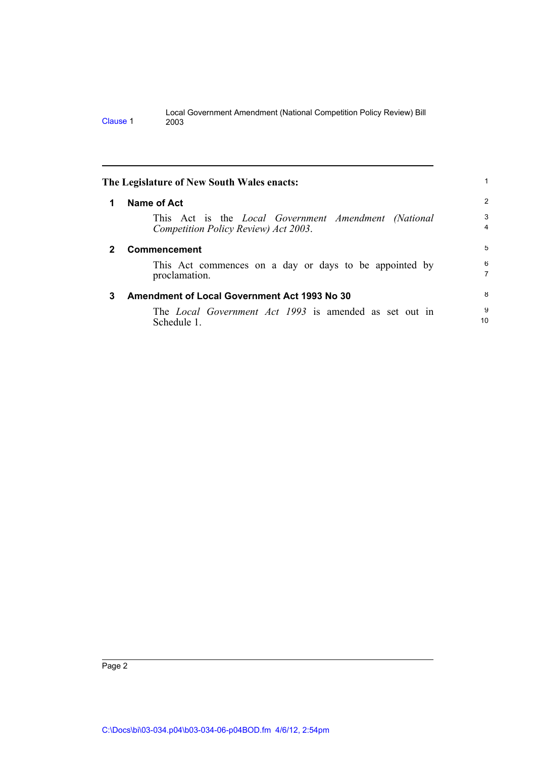**The Legislature of New South Wales enacts:**

## 1 Name of Act

This Act is the *Local Government Amendment (National Competition Policy Review) Act 2003*.

## 2 Commencement

This Act commences on a day or days to be appointed by proclamation.

## 3 Amendment of Local Government Act 1993 No 30

The *Local Government Act 1993* is amended as set out in Schedule 1.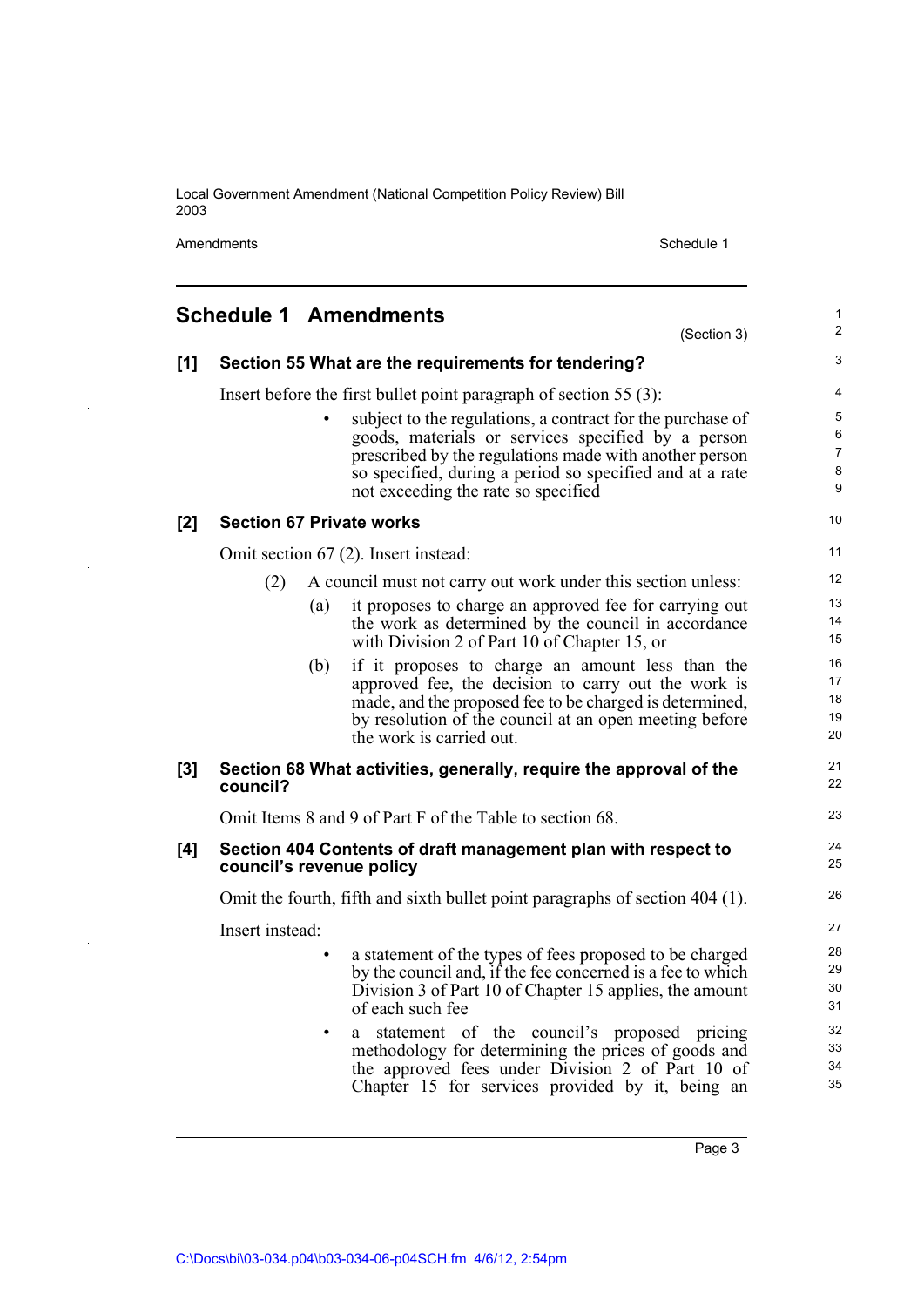## Schedule 1 Amendments

(Section 3)

### [1] Section 55 What are the requirements for tendering?

Insert before the first bullet point paragraph of section 55 (3):

- subject to the regulations, a contract for the purchase of goods, materials or services specified by a person prescribed by the regulations made with another person so specified, during a period so specified and at a rate not exceeding the rate so specified

### [2] Section 67 Private works

Omit section 67 (2). Insert instead:

(2) A council must not carry out work under this section unless:

(a) it proposes to charge an approved fee for carrying out the work as determined by the council in accordance with Division 2 of Part 10 of Chapter 15, or

(b) if it proposes to charge an amount less than the approved fee, the decision to carry out the work is made, and the proposed fee to be charged is determined, by resolution of the council at an open meeting before the work is carried out.

### [3] Section 68 What activities, generally, require the approval of the council?

Omit Items 8 and 9 of Part F of the Table to section 68.

### [4] Section 404 Contents of draft management plan with respect to council's revenue policy

Omit the fourth, fifth and sixth bullet point paragraphs of section 404 (1).

Insert instead:

- a statement of the types of fees proposed to be charged by the council and, if the fee concerned is a fee to which Division 3 of Part 10 of Chapter 15 applies, the amount of each such fee
- a statement of the council's proposed pricing methodology for determining the prices of goods and the approved fees under Division 2 of Part 10 of Chapter 15 for services provided by it, being an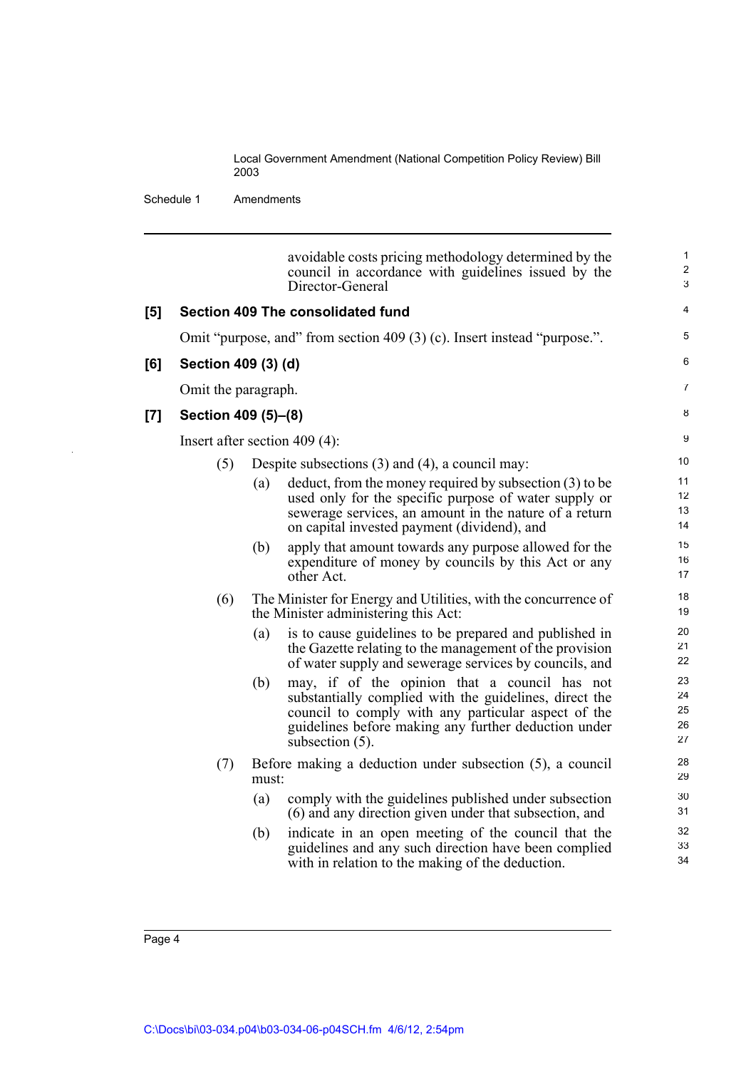avoidable costs pricing methodology determined by the council in accordance with guidelines issued by the Director-General

**[5] Section 409 The consolidated fund**

Omit "purpose, and" from section 409 (3) (c). Insert instead "purpose.".

**[6] Section 409 (3) (d)**

Omit the paragraph.

**[7] Section 409 (5)–(8)**

Insert after section 409 (4):

(5) Despite subsections (3) and (4), a council may:

- (a) deduct, from the money required by subsection (3) to be used only for the specific purpose of water supply or sewerage services, an amount in the nature of a return on capital invested payment (dividend), and
- (b) apply that amount towards any purpose allowed for the expenditure of money by councils by this Act or any other Act.

(6) The Minister for Energy and Utilities, with the concurrence of the Minister administering this Act:

- (a) is to cause guidelines to be prepared and published in the Gazette relating to the management of the provision of water supply and sewerage services by councils, and
- (b) may, if of the opinion that a council has not substantially complied with the guidelines, direct the council to comply with any particular aspect of the guidelines before making any further deduction under subsection (5).

(7) Before making a deduction under subsection (5), a council must:

- (a) comply with the guidelines published under subsection (6) and any direction given under that subsection, and
- (b) indicate in an open meeting of the council that the guidelines and any such direction have been complied with in relation to the making of the deduction.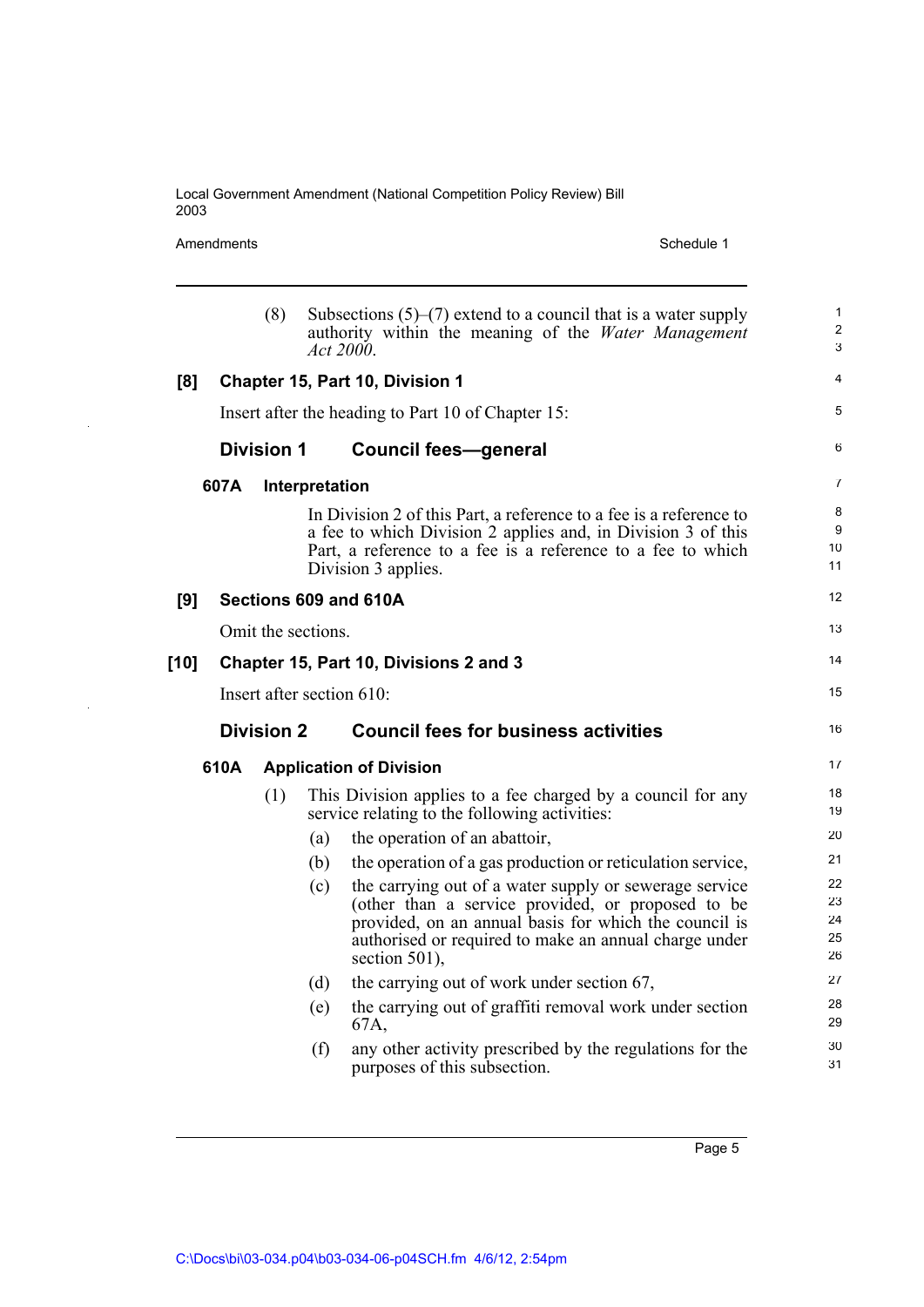(8) Subsections (5)–(7) extend to a council that is a water supply authority within the meaning of the *Water Management Act 2000*.

**[8] Chapter 15, Part 10, Division 1**

Insert after the heading to Part 10 of Chapter 15:

## Division 1 Council fees—general

### 607A Interpretation

In Division 2 of this Part, a reference to a fee is a reference to a fee to which Division 2 applies and, in Division 3 of this Part, a reference to a fee is a reference to a fee to which Division 3 applies.

**[9] Sections 609 and 610A**

Omit the sections.

**[10] Chapter 15, Part 10, Divisions 2 and 3**

Insert after section 610:

## Division 2 Council fees for business activities

### 610A Application of Division

(1) This Division applies to a fee charged by a council for any service relating to the following activities:

(a) the operation of an abattoir,

(b) the operation of a gas production or reticulation service,

(c) the carrying out of a water supply or sewerage service (other than a service provided, or proposed to be provided, on an annual basis for which the council is authorised or required to make an annual charge under section 501),

(d) the carrying out of work under section 67,

(e) the carrying out of graffiti removal work under section 67A,

(f) any other activity prescribed by the regulations for the purposes of this subsection.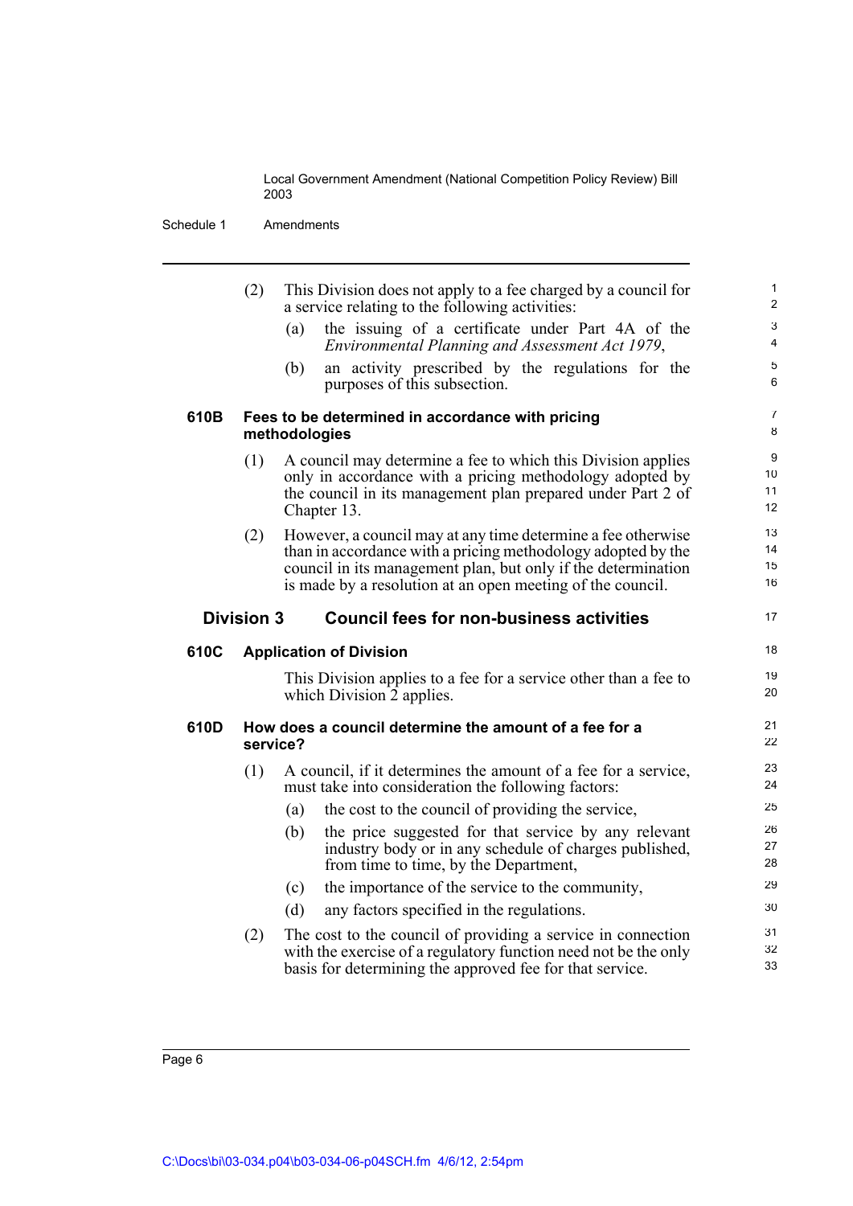(2) This Division does not apply to a fee charged by a council for a service relating to the following activities:

- (a) the issuing of a certificate under Part 4A of the *Environmental Planning and Assessment Act 1979*,
- (b) an activity prescribed by the regulations for the purposes of this subsection.

### 610B Fees to be determined in accordance with pricing methodologies

(1) A council may determine a fee to which this Division applies only in accordance with a pricing methodology adopted by the council in its management plan prepared under Part 2 of Chapter 13.

(2) However, a council may at any time determine a fee otherwise than in accordance with a pricing methodology adopted by the council in its management plan, but only if the determination is made by a resolution at an open meeting of the council.

## Division 3 Council fees for non-business activities

### 610C Application of Division

This Division applies to a fee for a service other than a fee to which Division 2 applies.

### 610D How does a council determine the amount of a fee for a service?

(1) A council, if it determines the amount of a fee for a service, must take into consideration the following factors:

- (a) the cost to the council of providing the service,
- (b) the price suggested for that service by any relevant industry body or in any schedule of charges published, from time to time, by the Department,
- (c) the importance of the service to the community,
- (d) any factors specified in the regulations.

(2) The cost to the council of providing a service in connection with the exercise of a regulatory function need not be the only basis for determining the approved fee for that service.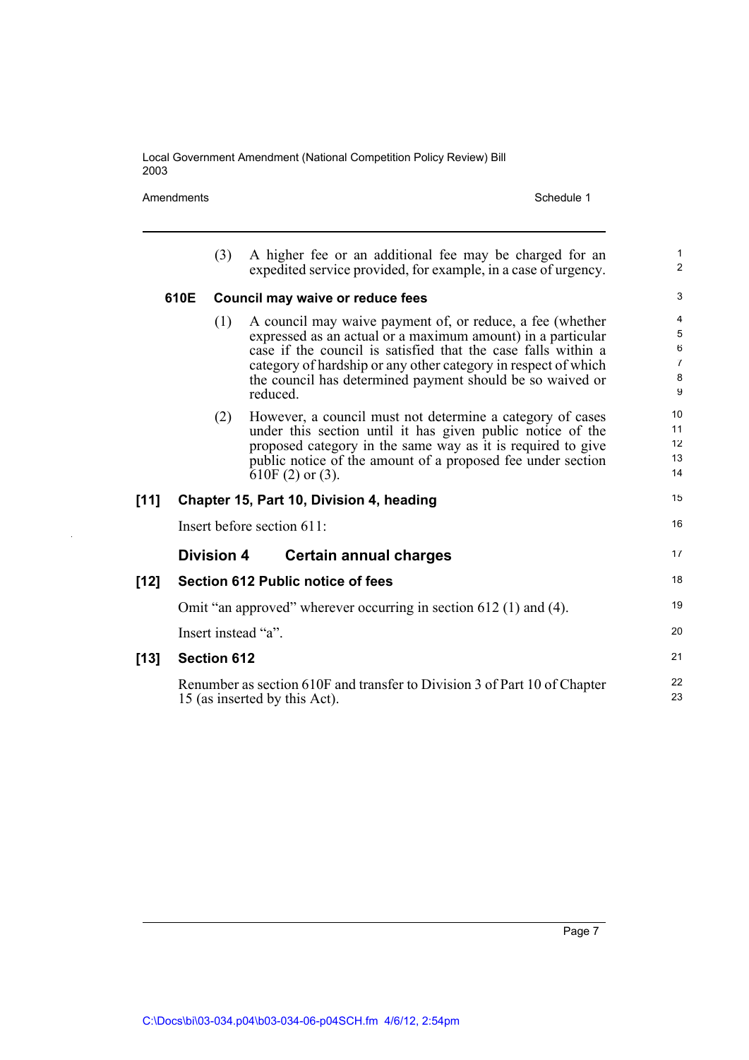(3) A higher fee or an additional fee may be charged for an expedited service provided, for example, in a case of urgency.

**610E Council may waive or reduce fees**

(1) A council may waive payment of, or reduce, a fee (whether expressed as an actual or a maximum amount) in a particular case if the council is satisfied that the case falls within a category of hardship or any other category in respect of which the council has determined payment should be so waived or reduced.

(2) However, a council must not determine a category of cases under this section until it has given public notice of the proposed category in the same way as it is required to give public notice of the amount of a proposed fee under section 610F (2) or (3).

### [11] Chapter 15, Part 10, Division 4, heading

Insert before section 611:

**Division 4 Certain annual charges**

### [12] Section 612 Public notice of fees

Omit "an approved" wherever occurring in section 612 (1) and (4).

Insert instead "a".

### [13] Section 612

Renumber as section 610F and transfer to Division 3 of Part 10 of Chapter 15 (as inserted by this Act).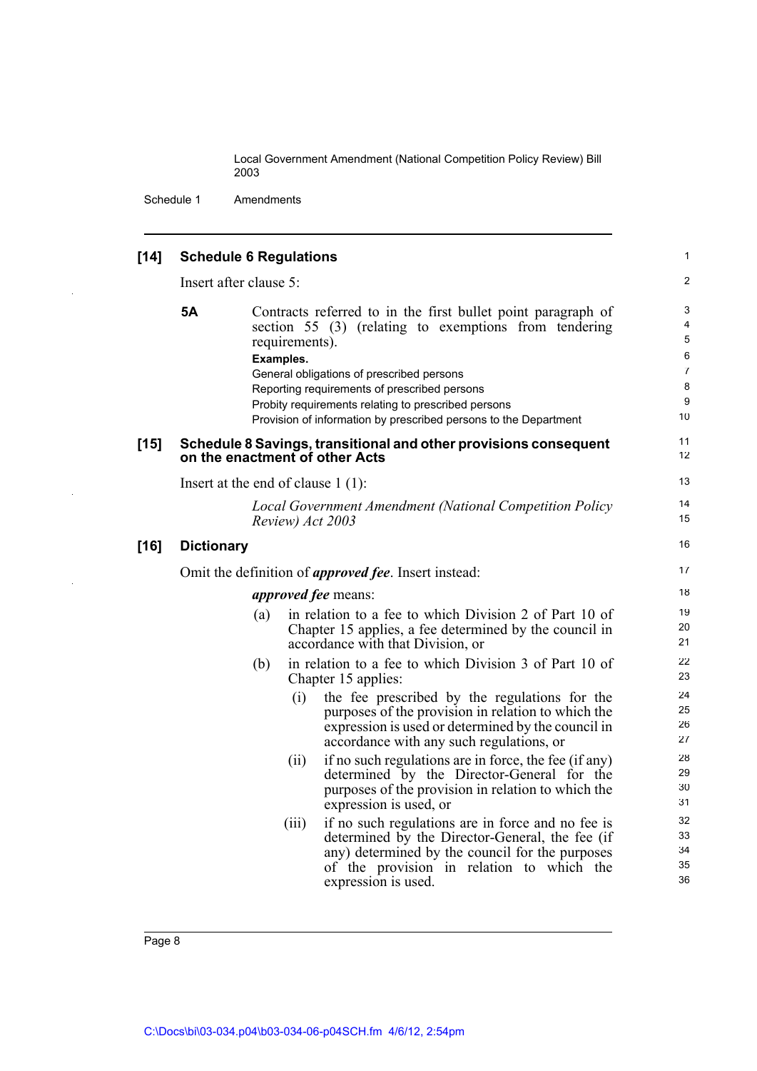### [14] Schedule 6 Regulations

Insert after clause 5:

**5A** Contracts referred to in the first bullet point paragraph of section 55 (3) (relating to exemptions from tendering requirements).

**Examples.**

General obligations of prescribed persons

Reporting requirements of prescribed persons

Probity requirements relating to prescribed persons

Provision of information by prescribed persons to the Department

### [15] Schedule 8 Savings, transitional and other provisions consequent on the enactment of other Acts

Insert at the end of clause 1 (1):

*Local Government Amendment (National Competition Policy Review) Act 2003*

### [16] Dictionary

Omit the definition of ***approved fee***. Insert instead:

***approved fee*** means:

(a) in relation to a fee to which Division 2 of Part 10 of Chapter 15 applies, a fee determined by the council in accordance with that Division, or

(b) in relation to a fee to which Division 3 of Part 10 of Chapter 15 applies:

(i) the fee prescribed by the regulations for the purposes of the provision in relation to which the expression is used or determined by the council in accordance with any such regulations, or

(ii) if no such regulations are in force, the fee (if any) determined by the Director-General for the purposes of the provision in relation to which the expression is used, or

(iii) if no such regulations are in force and no fee is determined by the Director-General, the fee (if any) determined by the council for the purposes of the provision in relation to which the expression is used.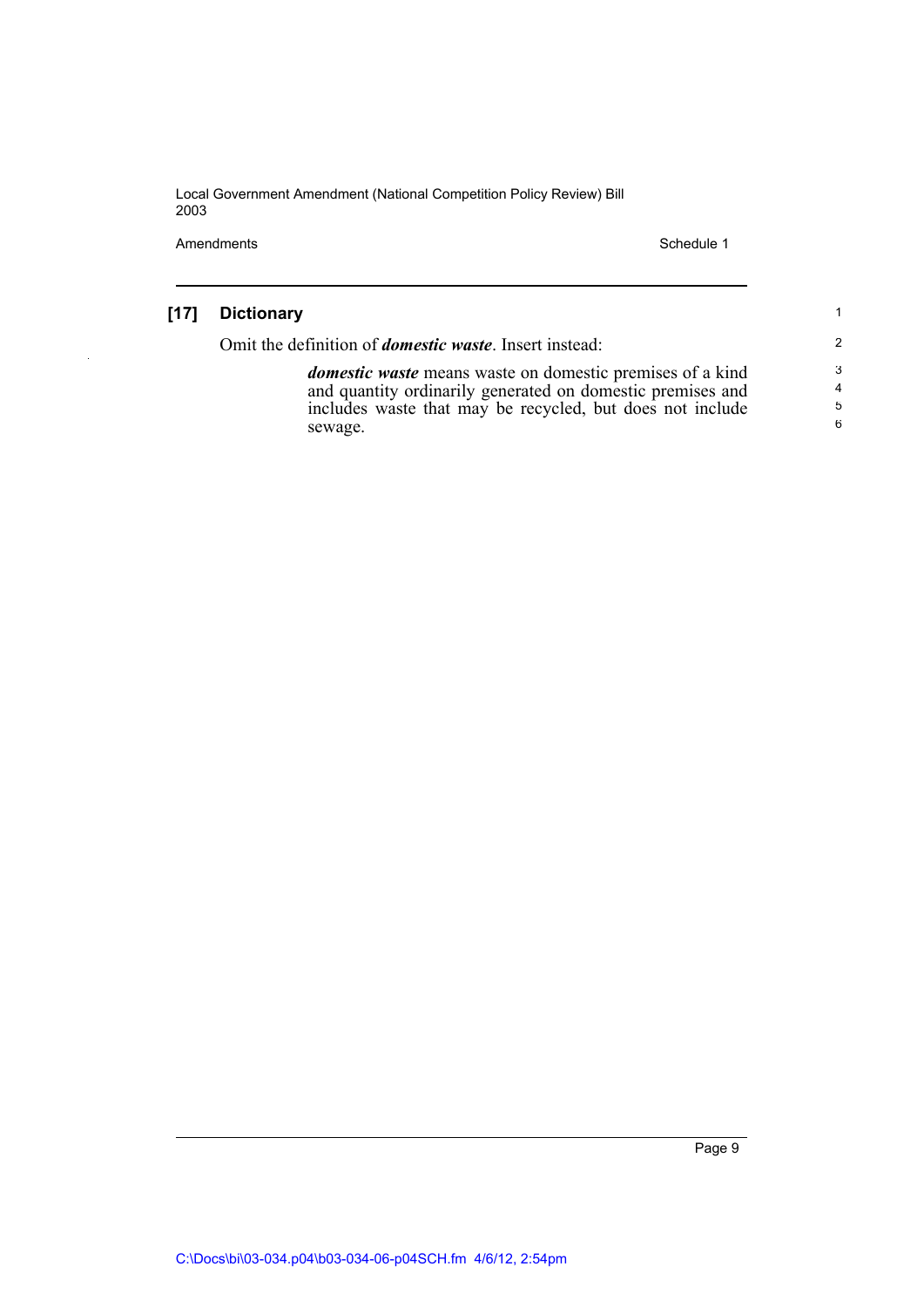### [17] Dictionary

Omit the definition of ***domestic waste***. Insert instead:

> ***domestic waste*** means waste on domestic premises of a kind and quantity ordinarily generated on domestic premises and includes waste that may be recycled, but does not include sewage.